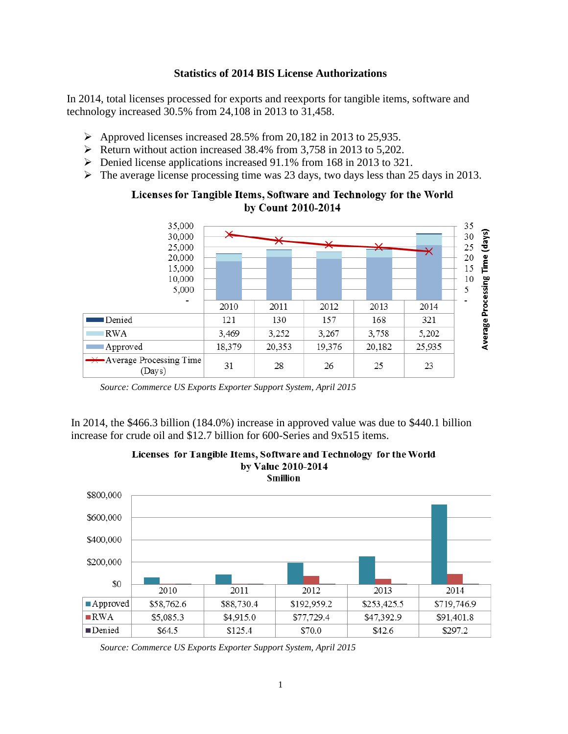# Statistics of 2014 BIS License Authorizations

In 2014, total licenses processed for exports and reexports for tangible items, software and technology increased 30.5% from 24,108 in 2013 to 31,458.

- Approved licenses increased 28.5% from 20,182 in 2013 to 25,935.
- Return without action increased 38.4% from 3,758 in 2013 to 5,202.
- Denied license applications increased 91.1% from 168 in 2013 to 321.
- The average license processing time was 23 days, two days less than 25 days in 2013.

**Licenses for Tangible Items, Software and Technology for the World by Count 2010-2014**

| | 2010 | 2011 | 2012 | 2013 | 2014 |
|---|---|---|---|---|---|
| Denied | 121 | 130 | 157 | 168 | 321 |
| RWA | 3,469 | 3,252 | 3,267 | 3,758 | 5,202 |
| Approved | 18,379 | 20,353 | 19,376 | 20,182 | 25,935 |
| Average Processing Time (Days) | 31 | 28 | 26 | 25 | 23 |

*Source: Commerce US Exports Exporter Support System, April 2015*

In 2014, the $466.3 billion (184.0%) increase in approved value was due to $440.1 billion increase for crude oil and $12.7 billion for 600-Series and 9x515 items.

**Licenses for Tangible Items, Software and Technology for the World by Value 2010-2014**
**$million**

| | 2010 | 2011 | 2012 | 2013 | 2014 |
|---|---|---|---|---|---|
| Approved | $58,762.6 | $88,730.4 | $192,959.2 | $253,425.5 | $719,746.9 |
| RWA | $5,085.3 | $4,915.0 | $77,729.4 | $47,392.9 | $91,401.8 |
| Denied | $64.5 | $125.4 | $70.0 | $42.6 | $297.2 |

*Source: Commerce US Exports Exporter Support System, April 2015*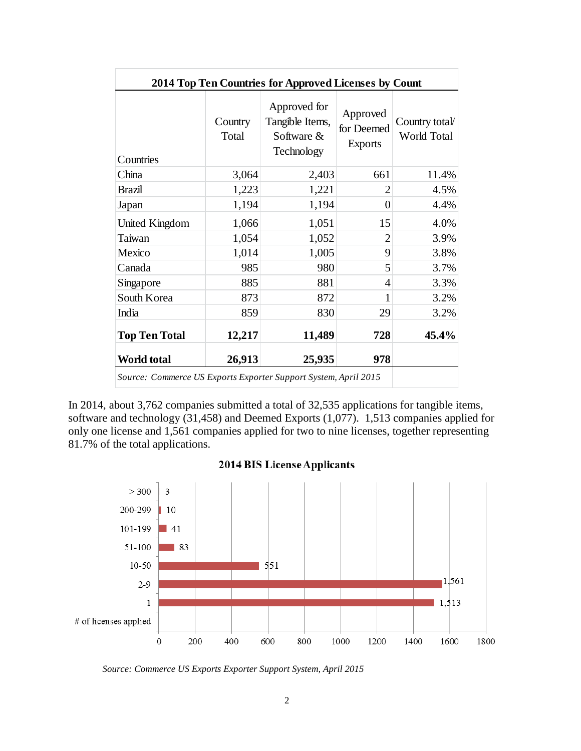**2014 Top Ten Countries for Approved Licenses by Count**

| Countries | Country Total | Approved for Tangible Items, Software & Technology | Approved for Deemed Exports | Country total/ World Total |
|---|---|---|---|---|
| China | 3,064 | 2,403 | 661 | 11.4% |
| Brazil | 1,223 | 1,221 | 2 | 4.5% |
| Japan | 1,194 | 1,194 | 0 | 4.4% |
| United Kingdom | 1,066 | 1,051 | 15 | 4.0% |
| Taiwan | 1,054 | 1,052 | 2 | 3.9% |
| Mexico | 1,014 | 1,005 | 9 | 3.8% |
| Canada | 985 | 980 | 5 | 3.7% |
| Singapore | 885 | 881 | 4 | 3.3% |
| South Korea | 873 | 872 | 1 | 3.2% |
| India | 859 | 830 | 29 | 3.2% |
| **Top Ten Total** | **12,217** | **11,489** | **728** | **45.4%** |
| **World total** | **26,913** | **25,935** | **978** | |

*Source: Commerce US Exports Exporter Support System, April 2015*

In 2014, about 3,762 companies submitted a total of 32,535 applications for tangible items, software and technology (31,458) and Deemed Exports (1,077). 1,513 companies applied for only one license and 1,561 companies applied for two to nine licenses, together representing 81.7% of the total applications.

**2014 BIS License Applicants**

| # of licenses applied | Number of applicants |
|---|---|
| > 300 | 3 |
| 200-299 | 10 |
| 101-199 | 41 |
| 51-100 | 83 |
| 10-50 | 551 |
| 2-9 | 1,561 |
| 1 | 1,513 |

*Source: Commerce US Exports Exporter Support System, April 2015*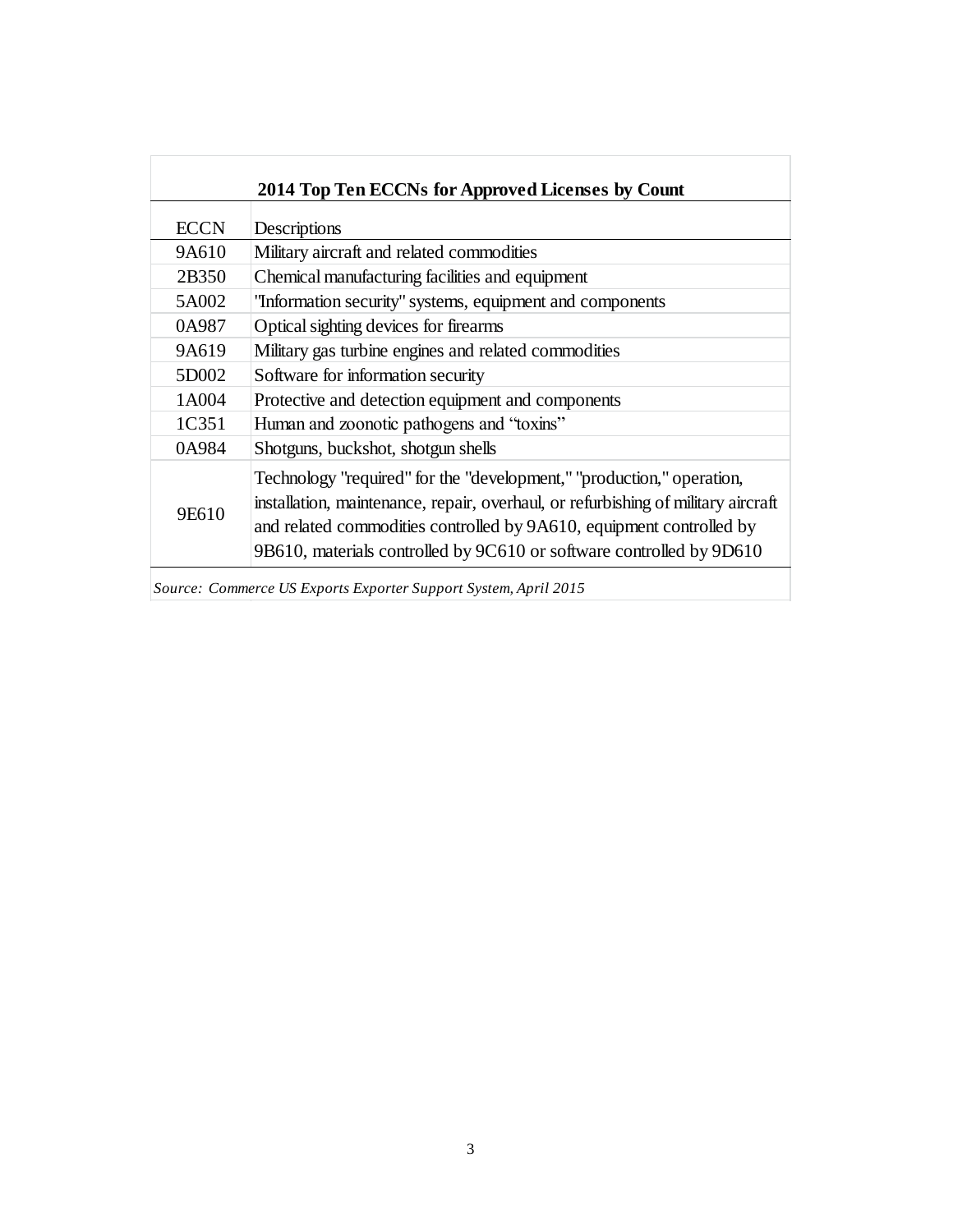**2014 Top Ten ECCNs for Approved Licenses by Count**

| ECCN | Descriptions |
| --- | --- |
| 9A610 | Military aircraft and related commodities |
| 2B350 | Chemical manufacturing facilities and equipment |
| 5A002 | "Information security" systems, equipment and components |
| 0A987 | Optical sighting devices for firearms |
| 9A619 | Military gas turbine engines and related commodities |
| 5D002 | Software for information security |
| 1A004 | Protective and detection equipment and components |
| 1C351 | Human and zoonotic pathogens and "toxins" |
| 0A984 | Shotguns, buckshot, shotgun shells |
| 9E610 | Technology "required" for the "development," "production," operation, installation, maintenance, repair, overhaul, or refurbishing of military aircraft and related commodities controlled by 9A610, equipment controlled by 9B610, materials controlled by 9C610 or software controlled by 9D610 |

*Source: Commerce US Exports Exporter Support System, April 2015*